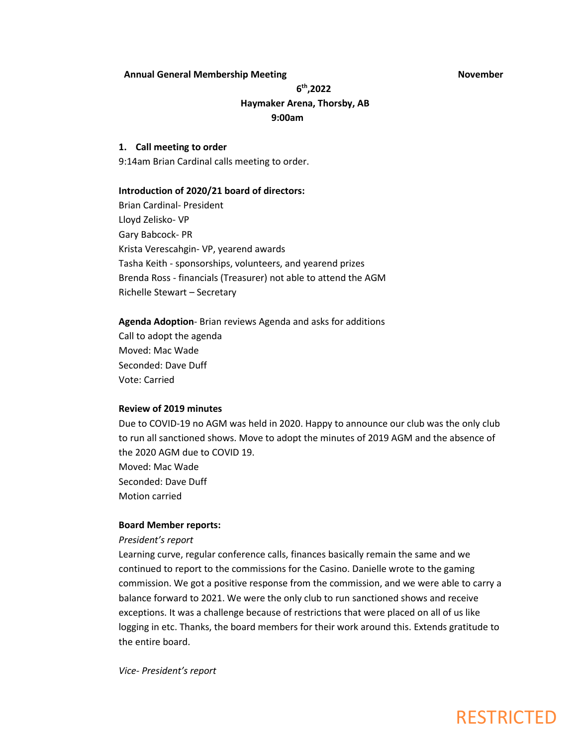**Annual General Membership Meeting November 6th,2022**

**Haymaker Arena, Thorsby, AB**

**9:00am**

1. **Call meeting to order**

9:14am Brian Cardinal calls meeting to order.

**Introduction of 2020/21 board of directors:**

Brian Cardinal- President
Lloyd Zelisko- VP
Gary Babcock- PR
Krista Verescahgin- VP, yearend awards
Tasha Keith - sponsorships, volunteers, and yearend prizes
Brenda Ross - financials (Treasurer) not able to attend the AGM
Richelle Stewart – Secretary

**Agenda Adoption**- Brian reviews Agenda and asks for additions
Call to adopt the agenda
Moved: Mac Wade
Seconded: Dave Duff
Vote: Carried

**Review of 2019 minutes**

Due to COVID-19 no AGM was held in 2020. Happy to announce our club was the only club to run all sanctioned shows. Move to adopt the minutes of 2019 AGM and the absence of the 2020 AGM due to COVID 19.
Moved: Mac Wade
Seconded: Dave Duff
Motion carried

**Board Member reports:**

*President's report*

Learning curve, regular conference calls, finances basically remain the same and we continued to report to the commissions for the Casino. Danielle wrote to the gaming commission. We got a positive response from the commission, and we were able to carry a balance forward to 2021. We were the only club to run sanctioned shows and receive exceptions. It was a challenge because of restrictions that were placed on all of us like logging in etc. Thanks, the board members for their work around this. Extends gratitude to the entire board.

*Vice- President's report*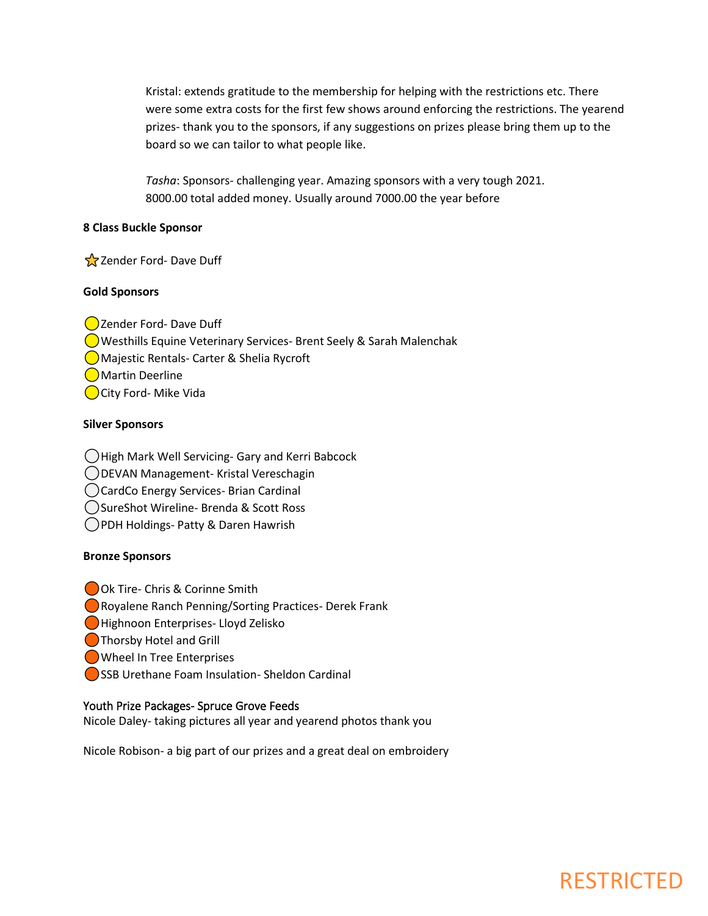Kristal: extends gratitude to the membership for helping with the restrictions etc. There were some extra costs for the first few shows around enforcing the restrictions. The yearend prizes- thank you to the sponsors, if any suggestions on prizes please bring them up to the board so we can tailor to what people like.

*Tasha*: Sponsors- challenging year. Amazing sponsors with a very tough 2021. 8000.00 total added money. Usually around 7000.00 the year before

**8 Class Buckle Sponsor**

- ⭐ Zender Ford- Dave Duff

**Gold Sponsors**

- 🟡 Zender Ford- Dave Duff
- 🟡 Westhills Equine Veterinary Services- Brent Seely & Sarah Malenchak
- 🟡 Majestic Rentals- Carter & Shelia Rycroft
- 🟡 Martin Deerline
- 🟡 City Ford- Mike Vida

**Silver Sponsors**

- ⚪ High Mark Well Servicing- Gary and Kerri Babcock
- ⚪ DEVAN Management- Kristal Vereschagin
- ⚪ CardCo Energy Services- Brian Cardinal
- ⚪ SureShot Wireline- Brenda & Scott Ross
- ⚪ PDH Holdings- Patty & Daren Hawrish

**Bronze Sponsors**

- 🟠 Ok Tire- Chris & Corinne Smith
- 🟠 Royalene Ranch Penning/Sorting Practices- Derek Frank
- 🟠 Highnoon Enterprises- Lloyd Zelisko
- 🟠 Thorsby Hotel and Grill
- 🟠 Wheel In Tree Enterprises
- 🟠 SSB Urethane Foam Insulation- Sheldon Cardinal

Youth Prize Packages- Spruce Grove Feeds
Nicole Daley- taking pictures all year and yearend photos thank you

Nicole Robison- a big part of our prizes and a great deal on embroidery

RESTRICTED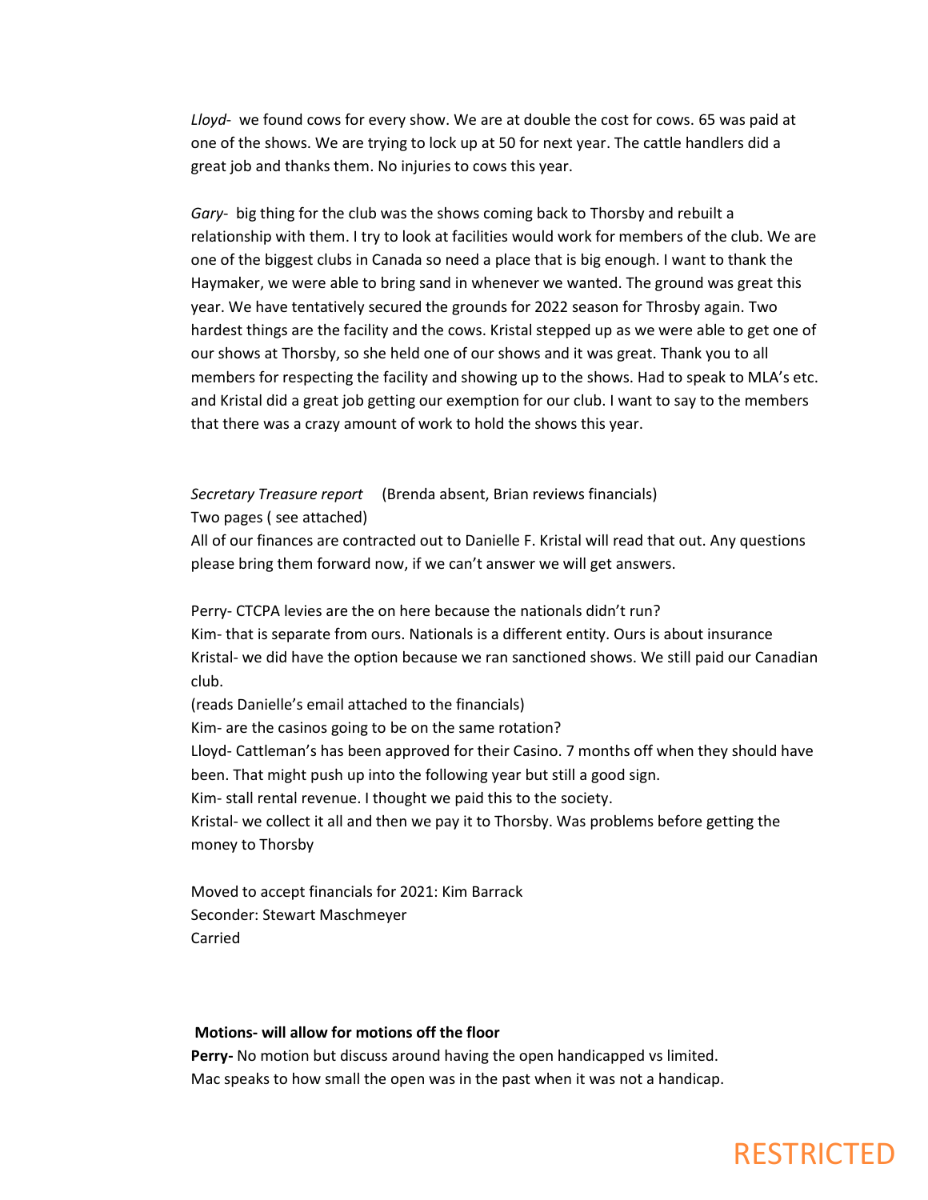*Lloyd-* we found cows for every show. We are at double the cost for cows. 65 was paid at one of the shows. We are trying to lock up at 50 for next year. The cattle handlers did a great job and thanks them. No injuries to cows this year.

*Gary-* big thing for the club was the shows coming back to Thorsby and rebuilt a relationship with them. I try to look at facilities would work for members of the club. We are one of the biggest clubs in Canada so need a place that is big enough. I want to thank the Haymaker, we were able to bring sand in whenever we wanted. The ground was great this year. We have tentatively secured the grounds for 2022 season for Throsby again. Two hardest things are the facility and the cows. Kristal stepped up as we were able to get one of our shows at Thorsby, so she held one of our shows and it was great. Thank you to all members for respecting the facility and showing up to the shows. Had to speak to MLA's etc. and Kristal did a great job getting our exemption for our club. I want to say to the members that there was a crazy amount of work to hold the shows this year.

*Secretary Treasure report* (Brenda absent, Brian reviews financials)
Two pages ( see attached)
All of our finances are contracted out to Danielle F. Kristal will read that out. Any questions please bring them forward now, if we can't answer we will get answers.

Perry- CTCPA levies are the on here because the nationals didn't run?
Kim- that is separate from ours. Nationals is a different entity. Ours is about insurance
Kristal- we did have the option because we ran sanctioned shows. We still paid our Canadian club.
(reads Danielle's email attached to the financials)
Kim- are the casinos going to be on the same rotation?
Lloyd- Cattleman's has been approved for their Casino. 7 months off when they should have been. That might push up into the following year but still a good sign.
Kim- stall rental revenue. I thought we paid this to the society.
Kristal- we collect it all and then we pay it to Thorsby. Was problems before getting the money to Thorsby

Moved to accept financials for 2021: Kim Barrack
Seconder: Stewart Maschmeyer
Carried

**Motions- will allow for motions off the floor**
**Perry-** No motion but discuss around having the open handicapped vs limited.
Mac speaks to how small the open was in the past when it was not a handicap.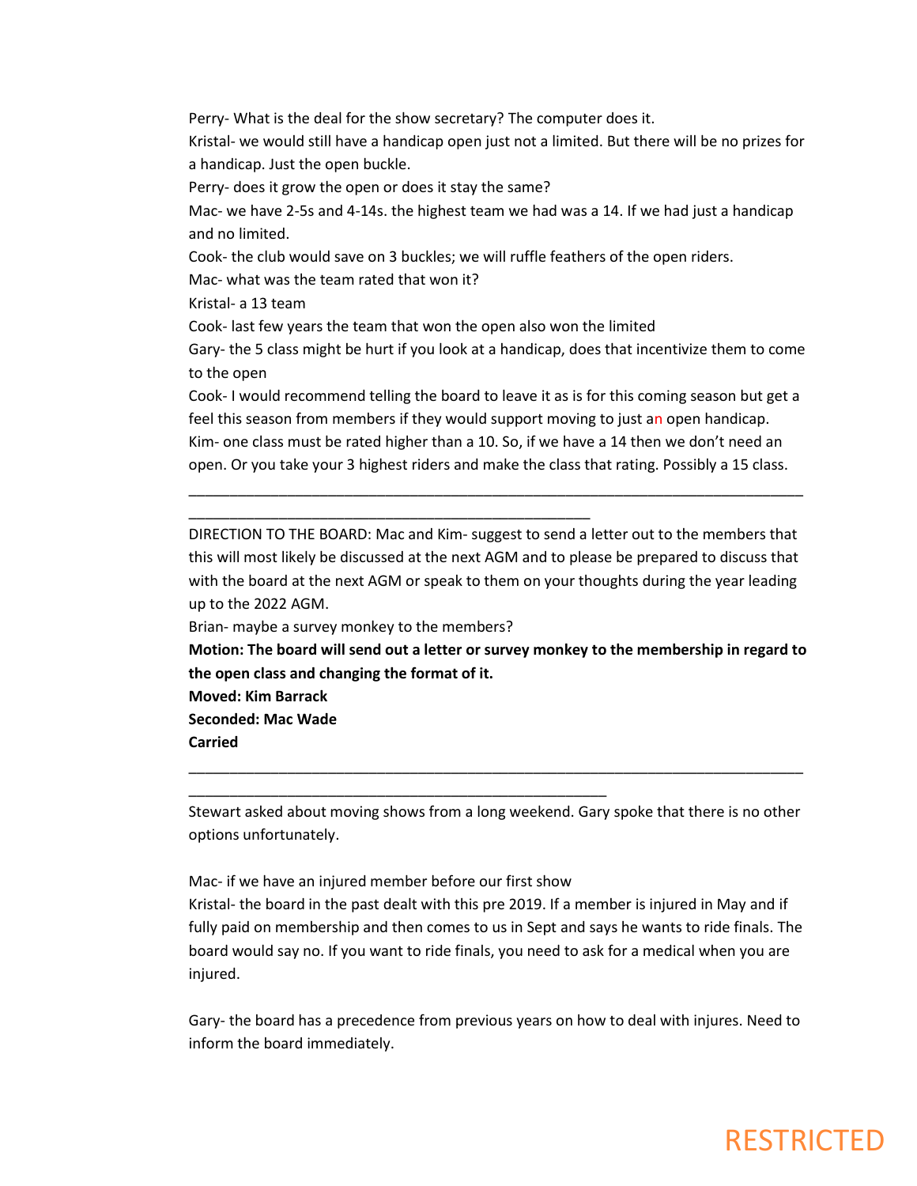Perry- What is the deal for the show secretary? The computer does it.
Kristal- we would still have a handicap open just not a limited. But there will be no prizes for a handicap. Just the open buckle.
Perry- does it grow the open or does it stay the same?
Mac- we have 2-5s and 4-14s. the highest team we had was a 14. If we had just a handicap and no limited.
Cook- the club would save on 3 buckles; we will ruffle feathers of the open riders.
Mac- what was the team rated that won it?
Kristal- a 13 team
Cook- last few years the team that won the open also won the limited
Gary- the 5 class might be hurt if you look at a handicap, does that incentivize them to come to the open
Cook- I would recommend telling the board to leave it as is for this coming season but get a feel this season from members if they would support moving to just an open handicap.
Kim- one class must be rated higher than a 10. So, if we have a 14 then we don't need an open. Or you take your 3 highest riders and make the class that rating. Possibly a 15 class.

________________________________________________________________________________________________________________________________

DIRECTION TO THE BOARD: Mac and Kim- suggest to send a letter out to the members that this will most likely be discussed at the next AGM and to please be prepared to discuss that with the board at the next AGM or speak to them on your thoughts during the year leading up to the 2022 AGM.
Brian- maybe a survey monkey to the members?
**Motion: The board will send out a letter or survey monkey to the membership in regard to the open class and changing the format of it.**
**Moved: Kim Barrack**
**Seconded: Mac Wade**
**Carried**

________________________________________________________________________________________________________________________________

Stewart asked about moving shows from a long weekend. Gary spoke that there is no other options unfortunately.

Mac- if we have an injured member before our first show
Kristal- the board in the past dealt with this pre 2019. If a member is injured in May and if fully paid on membership and then comes to us in Sept and says he wants to ride finals. The board would say no. If you want to ride finals, you need to ask for a medical when you are injured.

Gary- the board has a precedence from previous years on how to deal with injures. Need to inform the board immediately.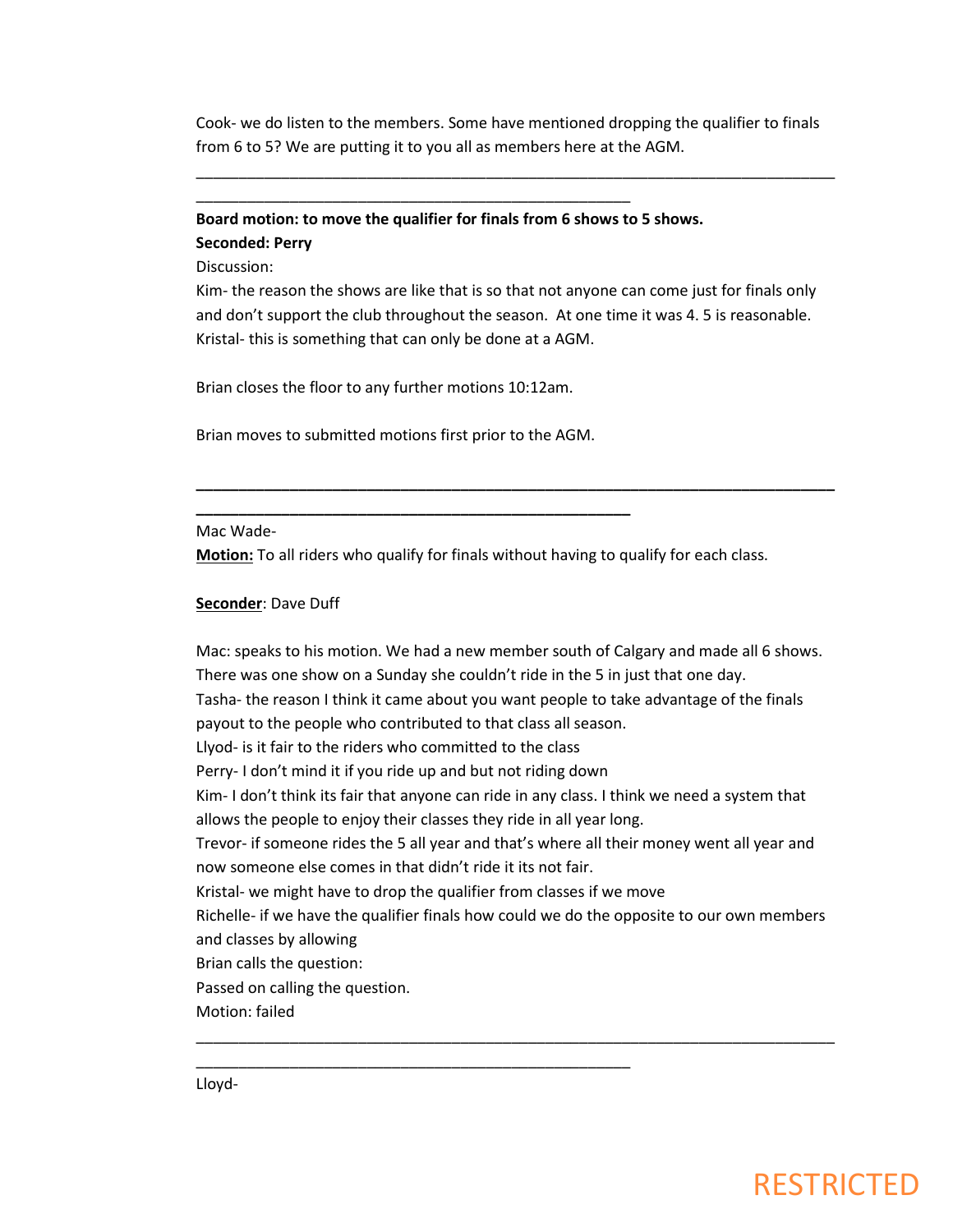Cook- we do listen to the members. Some have mentioned dropping the qualifier to finals from 6 to 5? We are putting it to you all as members here at the AGM.

---

**Board motion: to move the qualifier for finals from 6 shows to 5 shows.**
**Seconded: Perry**

Discussion:

Kim- the reason the shows are like that is so that not anyone can come just for finals only and don't support the club throughout the season. At one time it was 4. 5 is reasonable.
Kristal- this is something that can only be done at a AGM.

Brian closes the floor to any further motions 10:12am.

Brian moves to submitted motions first prior to the AGM.

---

Mac Wade-
**Motion:** To all riders who qualify for finals without having to qualify for each class.

**Seconder**: Dave Duff

Mac: speaks to his motion. We had a new member south of Calgary and made all 6 shows. There was one show on a Sunday she couldn't ride in the 5 in just that one day.
Tasha- the reason I think it came about you want people to take advantage of the finals payout to the people who contributed to that class all season.
Llyod- is it fair to the riders who committed to the class
Perry- I don't mind it if you ride up and but not riding down
Kim- I don't think its fair that anyone can ride in any class. I think we need a system that allows the people to enjoy their classes they ride in all year long.
Trevor- if someone rides the 5 all year and that's where all their money went all year and now someone else comes in that didn't ride it its not fair.
Kristal- we might have to drop the qualifier from classes if we move
Richelle- if we have the qualifier finals how could we do the opposite to our own members and classes by allowing
Brian calls the question:
Passed on calling the question.
Motion: failed

---

Lloyd-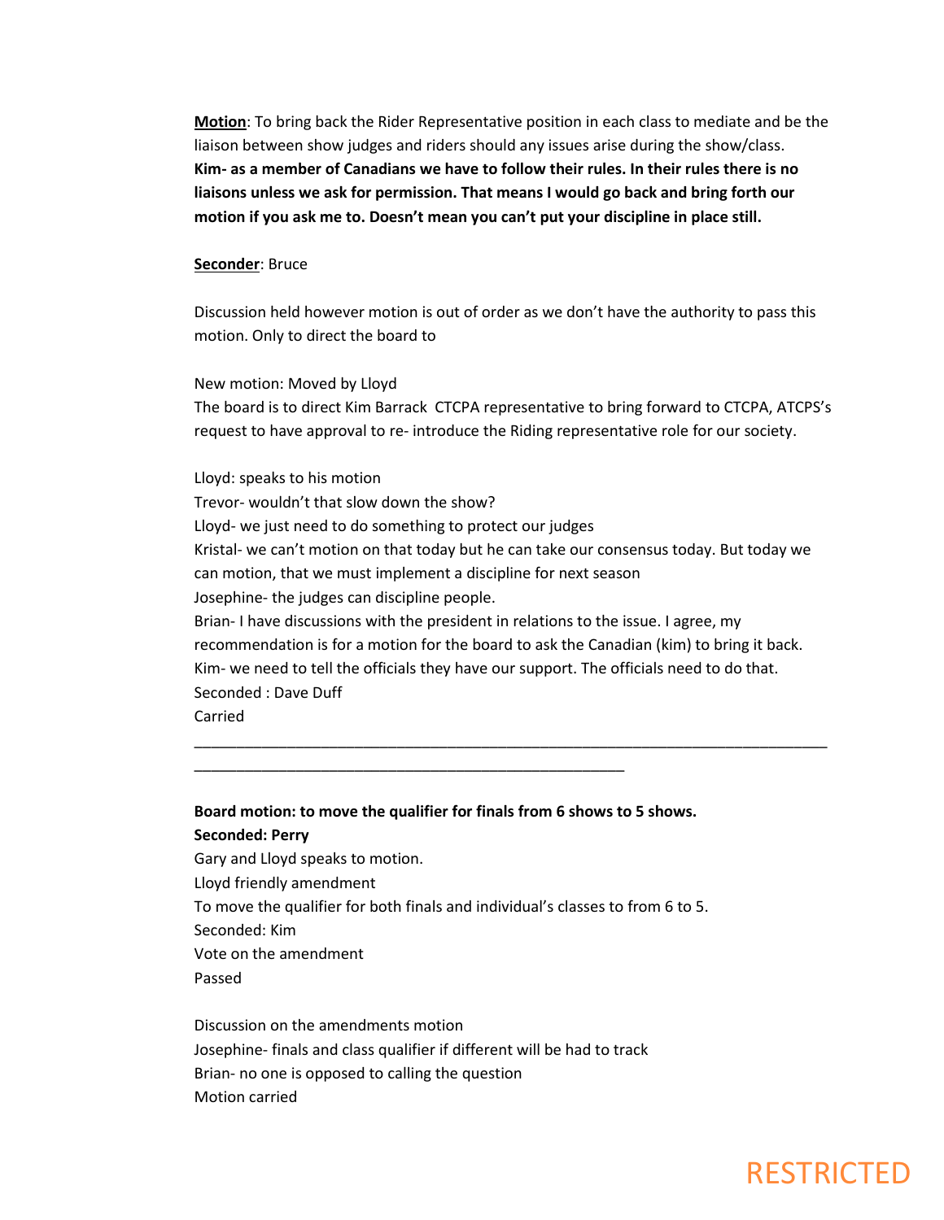**Motion**: To bring back the Rider Representative position in each class to mediate and be the liaison between show judges and riders should any issues arise during the show/class.
**Kim- as a member of Canadians we have to follow their rules. In their rules there is no liaisons unless we ask for permission. That means I would go back and bring forth our motion if you ask me to. Doesn't mean you can't put your discipline in place still.**

**Seconder**: Bruce

Discussion held however motion is out of order as we don't have the authority to pass this motion. Only to direct the board to

New motion: Moved by Lloyd
The board is to direct Kim Barrack CTCPA representative to bring forward to CTCPA, ATCPS's request to have approval to re- introduce the Riding representative role for our society.

Lloyd: speaks to his motion
Trevor- wouldn't that slow down the show?
Lloyd- we just need to do something to protect our judges
Kristal- we can't motion on that today but he can take our consensus today. But today we can motion, that we must implement a discipline for next season
Josephine- the judges can discipline people.
Brian- I have discussions with the president in relations to the issue. I agree, my recommendation is for a motion for the board to ask the Canadian (kim) to bring it back.
Kim- we need to tell the officials they have our support. The officials need to do that.
Seconded : Dave Duff
Carried

---

**Board motion: to move the qualifier for finals from 6 shows to 5 shows.**
**Seconded: Perry**
Gary and Lloyd speaks to motion.
Lloyd friendly amendment
To move the qualifier for both finals and individual's classes to from 6 to 5.
Seconded: Kim
Vote on the amendment
Passed

Discussion on the amendments motion
Josephine- finals and class qualifier if different will be had to track
Brian- no one is opposed to calling the question
Motion carried

RESTRICTED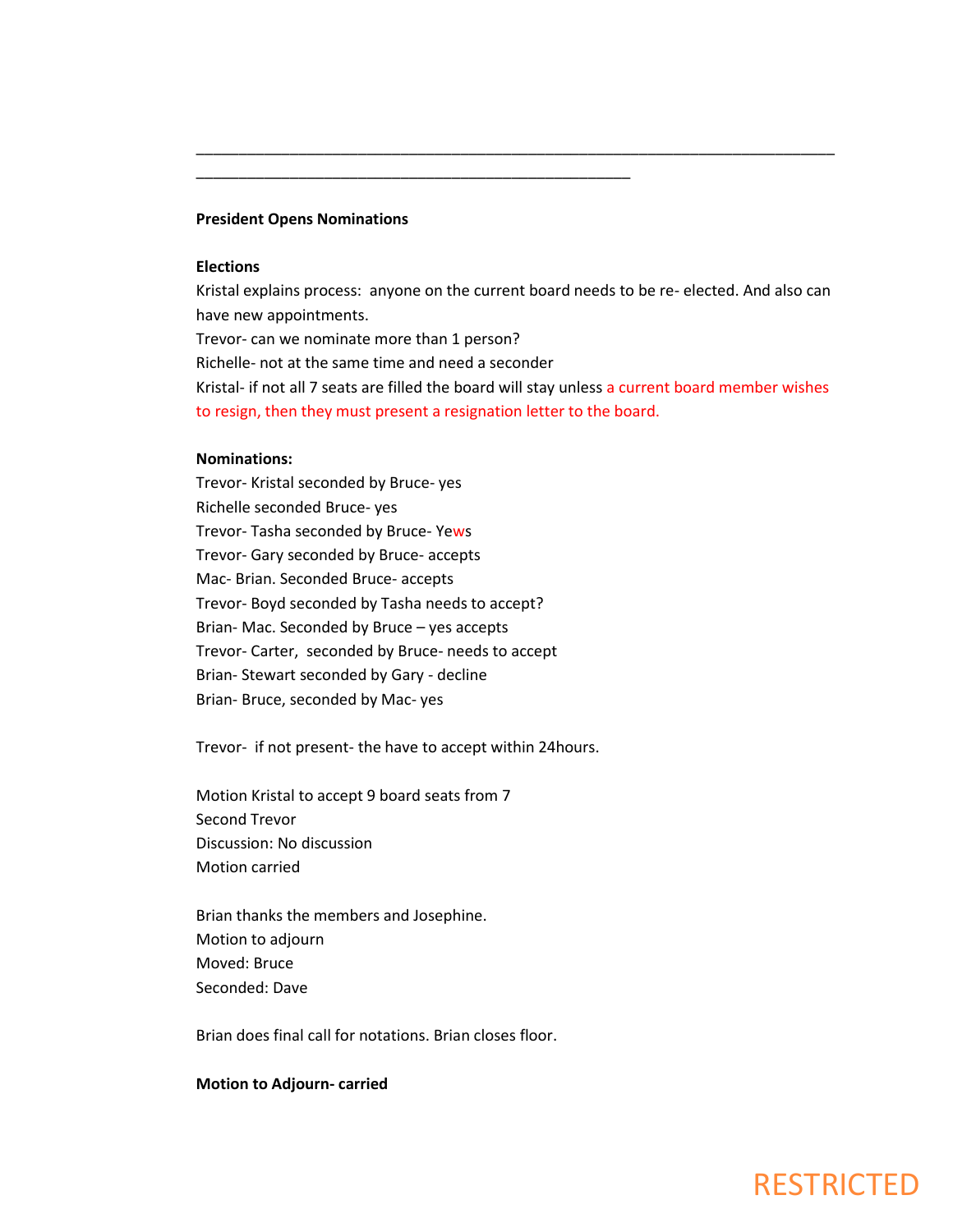________________________________________________________________________________
________________________________________________________

**President Opens Nominations**

**Elections**

Kristal explains process:  anyone on the current board needs to be re- elected. And also can have new appointments.

Trevor- can we nominate more than 1 person?

Richelle- not at the same time and need a seconder

Kristal- if not all 7 seats are filled the board will stay unless a current board member wishes to resign, then they must present a resignation letter to the board.

**Nominations:**

Trevor- Kristal seconded by Bruce- yes

Richelle seconded Bruce- yes

Trevor- Tasha seconded by Bruce- Yews

Trevor- Gary seconded by Bruce- accepts

Mac- Brian. Seconded Bruce- accepts

Trevor- Boyd seconded by Tasha needs to accept?

Brian- Mac. Seconded by Bruce – yes accepts

Trevor- Carter,  seconded by Bruce- needs to accept

Brian- Stewart seconded by Gary - decline

Brian- Bruce, seconded by Mac- yes

Trevor-  if not present- the have to accept within 24hours.

Motion Kristal to accept 9 board seats from 7

Second Trevor

Discussion: No discussion

Motion carried

Brian thanks the members and Josephine.

Motion to adjourn

Moved: Bruce

Seconded: Dave

Brian does final call for notations. Brian closes floor.

**Motion to Adjourn- carried**

RESTRICTED